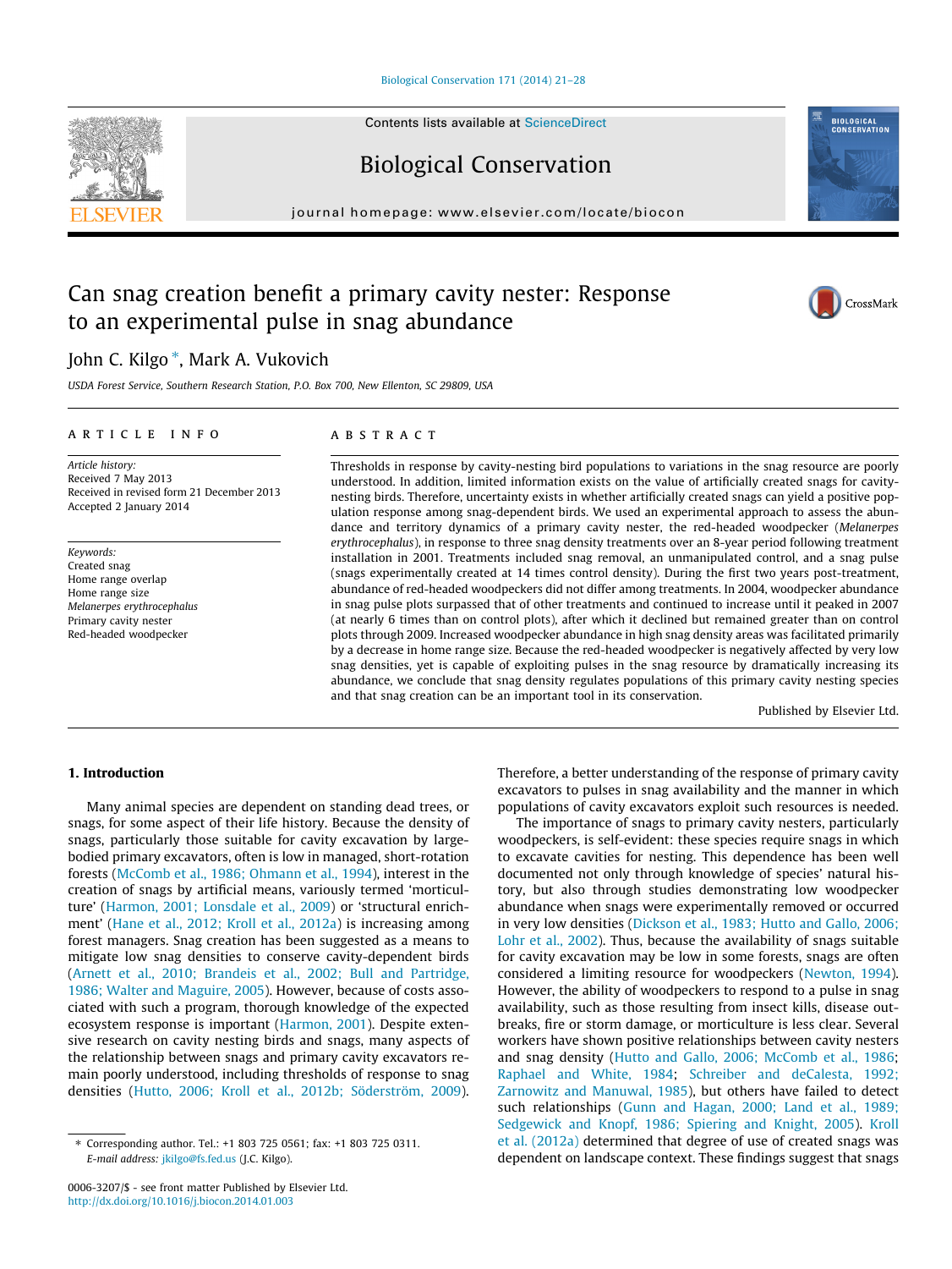# Can snag creation benefit a primary cavity nester: Response to an experimental pulse in snag abundance

John C. Kilgo *, Mark A. Vukovich

*USDA Forest Service, Southern Research Station, P.O. Box 700, New Ellenton, SC 29809, USA*

## ARTICLE INFO

*Article history:*
Received 7 May 2013
Received in revised form 21 December 2013
Accepted 2 January 2014

*Keywords:*
Created snag
Home range overlap
Home range size
*Melanerpes erythrocephalus*
Primary cavity nester
Red-headed woodpecker

## ABSTRACT

Thresholds in response by cavity-nesting bird populations to variations in the snag resource are poorly understood. In addition, limited information exists on the value of artificially created snags for cavity-nesting birds. Therefore, uncertainty exists in whether artificially created snags can yield a positive population response among snag-dependent birds. We used an experimental approach to assess the abundance and territory dynamics of a primary cavity nester, the red-headed woodpecker (*Melanerpes erythrocephalus*), in response to three snag density treatments over an 8-year period following treatment installation in 2001. Treatments included snag removal, an unmanipulated control, and a snag pulse (snags experimentally created at 14 times control density). During the first two years post-treatment, abundance of red-headed woodpeckers did not differ among treatments. In 2004, woodpecker abundance in snag pulse plots surpassed that of other treatments and continued to increase until it peaked in 2007 (at nearly 6 times than on control plots), after which it declined but remained greater than on control plots through 2009. Increased woodpecker abundance in high snag density areas was facilitated primarily by a decrease in home range size. Because the red-headed woodpecker is negatively affected by very low snag densities, yet is capable of exploiting pulses in the snag resource by dramatically increasing its abundance, we conclude that snag density regulates populations of this primary cavity nesting species and that snag creation can be an important tool in its conservation.

Published by Elsevier Ltd.

## 1. Introduction

Many animal species are dependent on standing dead trees, or snags, for some aspect of their life history. Because the density of snags, particularly those suitable for cavity excavation by large-bodied primary excavators, often is low in managed, short-rotation forests (McComb et al., 1986; Ohmann et al., 1994), interest in the creation of snags by artificial means, variously termed 'morticulture' (Harmon, 2001; Lonsdale et al., 2009) or 'structural enrichment' (Hane et al., 2012; Kroll et al., 2012a) is increasing among forest managers. Snag creation has been suggested as a means to mitigate low snag densities to conserve cavity-dependent birds (Arnett et al., 2010; Brandeis et al., 2002; Bull and Partridge, 1986; Walter and Maguire, 2005). However, because of costs associated with such a program, thorough knowledge of the expected ecosystem response is important (Harmon, 2001). Despite extensive research on cavity nesting birds and snags, many aspects of the relationship between snags and primary cavity excavators remain poorly understood, including thresholds of response to snag densities (Hutto, 2006; Kroll et al., 2012b; Söderström, 2009). Therefore, a better understanding of the response of primary cavity excavators to pulses in snag availability and the manner in which populations of cavity excavators exploit such resources is needed.

The importance of snags to primary cavity nesters, particularly woodpeckers, is self-evident: these species require snags in which to excavate cavities for nesting. This dependence has been well documented not only through knowledge of species' natural history, but also through studies demonstrating low woodpecker abundance when snags were experimentally removed or occurred in very low densities (Dickson et al., 1983; Hutto and Gallo, 2006; Lohr et al., 2002). Thus, because the availability of snags suitable for cavity excavation may be low in some forests, snags are often considered a limiting resource for woodpeckers (Newton, 1994). However, the ability of woodpeckers to respond to a pulse in snag availability, such as those resulting from insect kills, disease outbreaks, fire or storm damage, or morticulture is less clear. Several workers have shown positive relationships between cavity nesters and snag density (Hutto and Gallo, 2006; McComb et al., 1986; Raphael and White, 1984; Schreiber and deCalesta, 1992; Zarnowitz and Manuwal, 1985), but others have failed to detect such relationships (Gunn and Hagan, 2000; Land et al., 1989; Sedgewick and Knopf, 1986; Spiering and Knight, 2005). Kroll et al. (2012a) determined that degree of use of created snags was dependent on landscape context. These findings suggest that snags

---

* Corresponding author. Tel.: +1 803 725 0561; fax: +1 803 725 0311.
*E-mail address:* jkilgo@fs.fed.us (J.C. Kilgo).

0006-3207/$ - see front matter Published by Elsevier Ltd.
http://dx.doi.org/10.1016/j.biocon.2014.01.003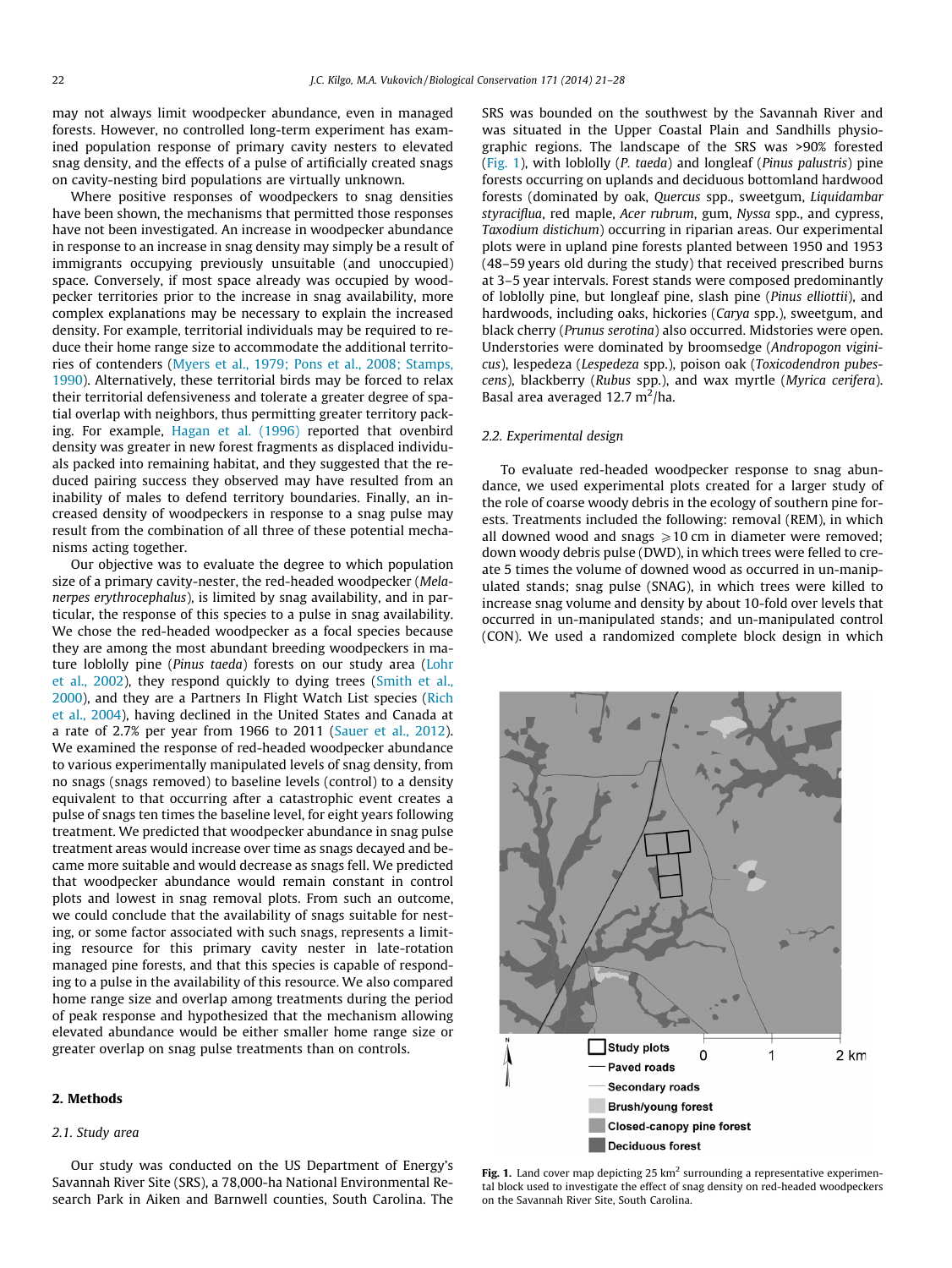may not always limit woodpecker abundance, even in managed forests. However, no controlled long-term experiment has examined population response of primary cavity nesters to elevated snag density, and the effects of a pulse of artificially created snags on cavity-nesting bird populations are virtually unknown.

Where positive responses of woodpeckers to snag densities have been shown, the mechanisms that permitted those responses have not been investigated. An increase in woodpecker abundance in response to an increase in snag density may simply be a result of immigrants occupying previously unsuitable (and unoccupied) space. Conversely, if most space already was occupied by woodpecker territories prior to the increase in snag availability, more complex explanations may be necessary to explain the increased density. For example, territorial individuals may be required to reduce their home range size to accommodate the additional territories of contenders (Myers et al., 1979; Pons et al., 2008; Stamps, 1990). Alternatively, these territorial birds may be forced to relax their territorial defensiveness and tolerate a greater degree of spatial overlap with neighbors, thus permitting greater territory packing. For example, Hagan et al. (1996) reported that ovenbird density was greater in new forest fragments as displaced individuals packed into remaining habitat, and they suggested that the reduced pairing success they observed may have resulted from an inability of males to defend territory boundaries. Finally, an increased density of woodpeckers in response to a snag pulse may result from the combination of all three of these potential mechanisms acting together.

Our objective was to evaluate the degree to which population size of a primary cavity-nester, the red-headed woodpecker (*Melanerpes erythrocephalus*), is limited by snag availability, and in particular, the response of this species to a pulse in snag availability. We chose the red-headed woodpecker as a focal species because they are among the most abundant breeding woodpeckers in mature loblolly pine (*Pinus taeda*) forests on our study area (Lohr et al., 2002), they respond quickly to dying trees (Smith et al., 2000), and they are a Partners In Flight Watch List species (Rich et al., 2004), having declined in the United States and Canada at a rate of 2.7% per year from 1966 to 2011 (Sauer et al., 2012). We examined the response of red-headed woodpecker abundance to various experimentally manipulated levels of snag density, from no snags (snags removed) to baseline levels (control) to a density equivalent to that occurring after a catastrophic event creates a pulse of snags ten times the baseline level, for eight years following treatment. We predicted that woodpecker abundance in snag pulse treatment areas would increase over time as snags decayed and became more suitable and would decrease as snags fell. We predicted that woodpecker abundance would remain constant in control plots and lowest in snag removal plots. From such an outcome, we could conclude that the availability of snags suitable for nesting, or some factor associated with such snags, represents a limiting resource for this primary cavity nester in late-rotation managed pine forests, and that this species is capable of responding to a pulse in the availability of this resource. We also compared home range size and overlap among treatments during the period of peak response and hypothesized that the mechanism allowing elevated abundance would be either smaller home range size or greater overlap on snag pulse treatments than on controls.

## 2. Methods

### 2.1. Study area

Our study was conducted on the US Department of Energy's Savannah River Site (SRS), a 78,000-ha National Environmental Research Park in Aiken and Barnwell counties, South Carolina. The SRS was bounded on the southwest by the Savannah River and was situated in the Upper Coastal Plain and Sandhills physiographic regions. The landscape of the SRS was >90% forested (Fig. 1), with loblolly (*P. taeda*) and longleaf (*Pinus palustris*) pine forests occurring on uplands and deciduous bottomland hardwood forests (dominated by oak, *Quercus* spp., sweetgum, *Liquidambar styraciflua*, red maple, *Acer rubrum*, gum, *Nyssa* spp., and cypress, *Taxodium distichum*) occurring in riparian areas. Our experimental plots were in upland pine forests planted between 1950 and 1953 (48–59 years old during the study) that received prescribed burns at 3–5 year intervals. Forest stands were composed predominantly of loblolly pine, but longleaf pine, slash pine (*Pinus elliottii*), and hardwoods, including oaks, hickories (*Carya* spp.), sweetgum, and black cherry (*Prunus serotina*) also occurred. Midstories were open. Understories were dominated by broomsedge (*Andropogon viginicus*), lespedeza (*Lespedeza* spp.), poison oak (*Toxicodendron pubescens*), blackberry (*Rubus* spp.), and wax myrtle (*Myrica cerifera*). Basal area averaged 12.7 $m^2$/ha.

### 2.2. Experimental design

To evaluate red-headed woodpecker response to snag abundance, we used experimental plots created for a larger study of the role of coarse woody debris in the ecology of southern pine forests. Treatments included the following: removal (REM), in which all downed wood and snags ⩾10 cm in diameter were removed; down woody debris pulse (DWD), in which trees were felled to create 5 times the volume of downed wood as occurred in un-manipulated stands; snag pulse (SNAG), in which trees were killed to increase snag volume and density by about 10-fold over levels that occurred in un-manipulated stands; and un-manipulated control (CON). We used a randomized complete block design in which

N
Study plots
Paved roads
Secondary roads
Brush/young forest
Closed-canopy pine forest
Deciduous forest
0 1 2 km

**Fig. 1.** Land cover map depicting 25 $km^2$ surrounding a representative experimental block used to investigate the effect of snag density on red-headed woodpeckers on the Savannah River Site, South Carolina.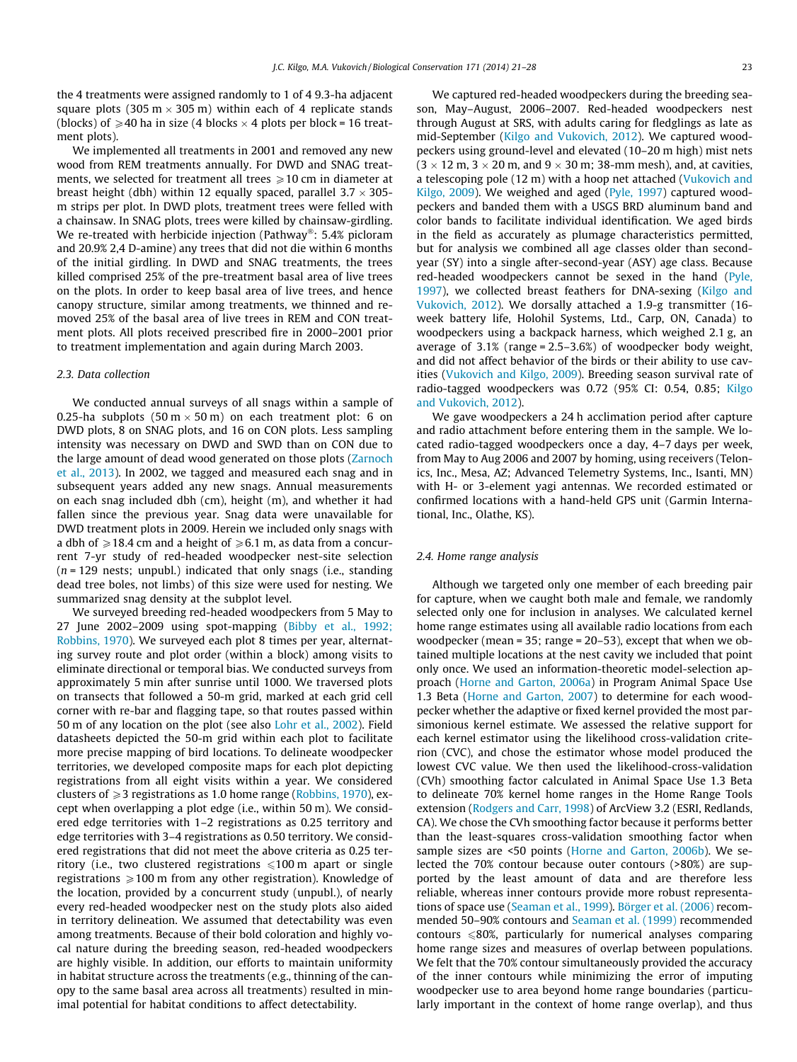the 4 treatments were assigned randomly to 1 of 4 9.3-ha adjacent square plots (305 m × 305 m) within each of 4 replicate stands (blocks) of ⩾40 ha in size (4 blocks × 4 plots per block = 16 treatment plots).

We implemented all treatments in 2001 and removed any new wood from REM treatments annually. For DWD and SNAG treatments, we selected for treatment all trees ⩾10 cm in diameter at breast height (dbh) within 12 equally spaced, parallel 3.7 × 305-m strips per plot. In DWD plots, treatment trees were felled with a chainsaw. In SNAG plots, trees were killed by chainsaw-girdling. We re-treated with herbicide injection (Pathway®: 5.4% picloram and 20.9% 2,4 D-amine) any trees that did not die within 6 months of the initial girdling. In DWD and SNAG treatments, the trees killed comprised 25% of the pre-treatment basal area of live trees on the plots. In order to keep basal area of live trees, and hence canopy structure, similar among treatments, we thinned and removed 25% of the basal area of live trees in REM and CON treatment plots. All plots received prescribed fire in 2000–2001 prior to treatment implementation and again during March 2003.

### 2.3. Data collection

We conducted annual surveys of all snags within a sample of 0.25-ha subplots (50 m × 50 m) on each treatment plot: 6 on DWD plots, 8 on SNAG plots, and 16 on CON plots. Less sampling intensity was necessary on DWD and SWD than on CON due to the large amount of dead wood generated on those plots (Zarnoch et al., 2013). In 2002, we tagged and measured each snag and in subsequent years added any new snags. Annual measurements on each snag included dbh (cm), height (m), and whether it had fallen since the previous year. Snag data were unavailable for DWD treatment plots in 2009. Herein we included only snags with a dbh of ⩾18.4 cm and a height of ⩾6.1 m, as data from a concurrent 7-yr study of red-headed woodpecker nest-site selection ($n$ = 129 nests; unpubl.) indicated that only snags (i.e., standing dead tree boles, not limbs) of this size were used for nesting. We summarized snag density at the subplot level.

We surveyed breeding red-headed woodpeckers from 5 May to 27 June 2002–2009 using spot-mapping (Bibby et al., 1992; Robbins, 1970). We surveyed each plot 8 times per year, alternating survey route and plot order (within a block) among visits to eliminate directional or temporal bias. We conducted surveys from approximately 5 min after sunrise until 1000. We traversed plots on transects that followed a 50-m grid, marked at each grid cell corner with re-bar and flagging tape, so that routes passed within 50 m of any location on the plot (see also Lohr et al., 2002). Field datasheets depicted the 50-m grid within each plot to facilitate more precise mapping of bird locations. To delineate woodpecker territories, we developed composite maps for each plot depicting registrations from all eight visits within a year. We considered clusters of ⩾3 registrations as 1.0 home range (Robbins, 1970), except when overlapping a plot edge (i.e., within 50 m). We considered edge territories with 1–2 registrations as 0.25 territory and edge territories with 3–4 registrations as 0.50 territory. We considered registrations that did not meet the above criteria as 0.25 territory (i.e., two clustered registrations ⩽100 m apart or single registrations ⩾100 m from any other registration). Knowledge of the location, provided by a concurrent study (unpubl.), of nearly every red-headed woodpecker nest on the study plots also aided in territory delineation. We assumed that detectability was even among treatments. Because of their bold coloration and highly vocal nature during the breeding season, red-headed woodpeckers are highly visible. In addition, our efforts to maintain uniformity in habitat structure across the treatments (e.g., thinning of the canopy to the same basal area across all treatments) resulted in minimal potential for habitat conditions to affect detectability.

We captured red-headed woodpeckers during the breeding season, May–August, 2006–2007. Red-headed woodpeckers nest through August at SRS, with adults caring for fledglings as late as mid-September (Kilgo and Vukovich, 2012). We captured woodpeckers using ground-level and elevated (10–20 m high) mist nets (3 × 12 m, 3 × 20 m, and 9 × 30 m; 38-mm mesh), and, at cavities, a telescoping pole (12 m) with a hoop net attached (Vukovich and Kilgo, 2009). We weighed and aged (Pyle, 1997) captured woodpeckers and banded them with a USGS BRD aluminum band and color bands to facilitate individual identification. We aged birds in the field as accurately as plumage characteristics permitted, but for analysis we combined all age classes older than second-year (SY) into a single after-second-year (ASY) age class. Because red-headed woodpeckers cannot be sexed in the hand (Pyle, 1997), we collected breast feathers for DNA-sexing (Kilgo and Vukovich, 2012). We dorsally attached a 1.9-g transmitter (16-week battery life, Holohil Systems, Ltd., Carp, ON, Canada) to woodpeckers using a backpack harness, which weighed 2.1 g, an average of 3.1% (range = 2.5–3.6%) of woodpecker body weight, and did not affect behavior of the birds or their ability to use cavities (Vukovich and Kilgo, 2009). Breeding season survival rate of radio-tagged woodpeckers was 0.72 (95% CI: 0.54, 0.85; Kilgo and Vukovich, 2012).

We gave woodpeckers a 24 h acclimation period after capture and radio attachment before entering them in the sample. We located radio-tagged woodpeckers once a day, 4–7 days per week, from May to Aug 2006 and 2007 by homing, using receivers (Telonics, Inc., Mesa, AZ; Advanced Telemetry Systems, Inc., Isanti, MN) with H- or 3-element yagi antennas. We recorded estimated or confirmed locations with a hand-held GPS unit (Garmin International, Inc., Olathe, KS).

### 2.4. Home range analysis

Although we targeted only one member of each breeding pair for capture, when we caught both male and female, we randomly selected only one for inclusion in analyses. We calculated kernel home range estimates using all available radio locations from each woodpecker (mean = 35; range = 20–53), except that when we obtained multiple locations at the nest cavity we included that point only once. We used an information-theoretic model-selection approach (Horne and Garton, 2006a) in Program Animal Space Use 1.3 Beta (Horne and Garton, 2007) to determine for each woodpecker whether the adaptive or fixed kernel provided the most parsimonious kernel estimate. We assessed the relative support for each kernel estimator using the likelihood cross-validation criterion (CVC), and chose the estimator whose model produced the lowest CVC value. We then used the likelihood-cross-validation (CVh) smoothing factor calculated in Animal Space Use 1.3 Beta to delineate 70% kernel home ranges in the Home Range Tools extension (Rodgers and Carr, 1998) of ArcView 3.2 (ESRI, Redlands, CA). We chose the CVh smoothing factor because it performs better than the least-squares cross-validation smoothing factor when sample sizes are <50 points (Horne and Garton, 2006b). We selected the 70% contour because outer contours (>80%) are supported by the least amount of data and are therefore less reliable, whereas inner contours provide more robust representations of space use (Seaman et al., 1999). Börger et al. (2006) recommended 50–90% contours and Seaman et al. (1999) recommended contours ⩽80%, particularly for numerical analyses comparing home range sizes and measures of overlap between populations. We felt that the 70% contour simultaneously provided the accuracy of the inner contours while minimizing the error of imputing woodpecker use to area beyond home range boundaries (particularly important in the context of home range overlap), and thus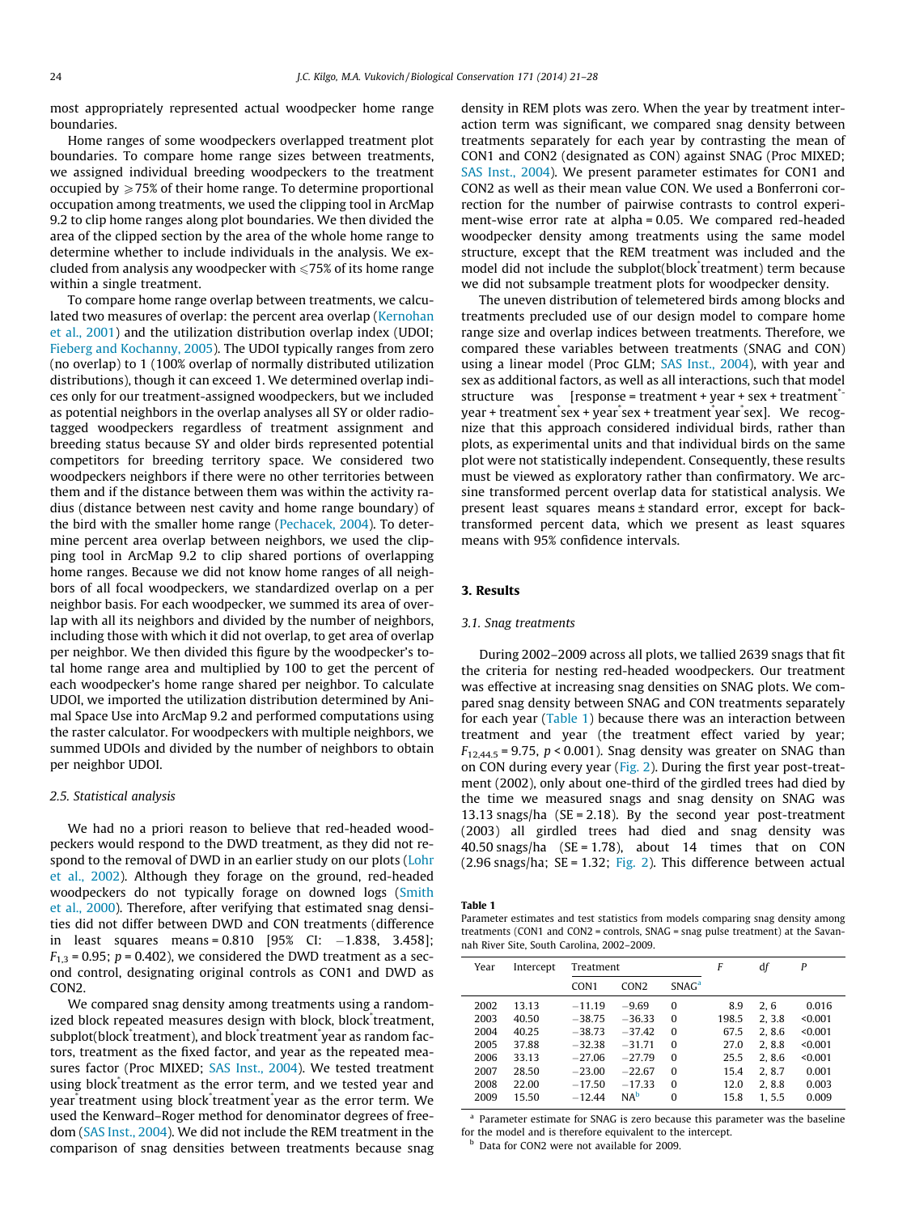most appropriately represented actual woodpecker home range boundaries.

Home ranges of some woodpeckers overlapped treatment plot boundaries. To compare home range sizes between treatments, we assigned individual breeding woodpeckers to the treatment occupied by ⩾75% of their home range. To determine proportional occupation among treatments, we used the clipping tool in ArcMap 9.2 to clip home ranges along plot boundaries. We then divided the area of the clipped section by the area of the whole home range to determine whether to include individuals in the analysis. We excluded from analysis any woodpecker with ⩽75% of its home range within a single treatment.

To compare home range overlap between treatments, we calculated two measures of overlap: the percent area overlap (Kernohan et al., 2001) and the utilization distribution overlap index (UDOI; Fieberg and Kochanny, 2005). The UDOI typically ranges from zero (no overlap) to 1 (100% overlap of normally distributed utilization distributions), though it can exceed 1. We determined overlap indices only for our treatment-assigned woodpeckers, but we included as potential neighbors in the overlap analyses all SY or older radio-tagged woodpeckers regardless of treatment assignment and breeding status because SY and older birds represented potential competitors for breeding territory space. We considered two woodpeckers neighbors if there were no other territories between them and if the distance between them was within the activity radius (distance between nest cavity and home range boundary) of the bird with the smaller home range (Pechacek, 2004). To determine percent area overlap between neighbors, we used the clipping tool in ArcMap 9.2 to clip shared portions of overlapping home ranges. Because we did not know home ranges of all neighbors of all focal woodpeckers, we standardized overlap on a per neighbor basis. For each woodpecker, we summed its area of overlap with all its neighbors and divided by the number of neighbors, including those with which it did not overlap, to get area of overlap per neighbor. We then divided this figure by the woodpecker's total home range area and multiplied by 100 to get the percent of each woodpecker's home range shared per neighbor. To calculate UDOI, we imported the utilization distribution determined by Animal Space Use into ArcMap 9.2 and performed computations using the raster calculator. For woodpeckers with multiple neighbors, we summed UDOIs and divided by the number of neighbors to obtain per neighbor UDOI.

### 2.5. Statistical analysis

We had no a priori reason to believe that red-headed woodpeckers would respond to the DWD treatment, as they did not respond to the removal of DWD in an earlier study on our plots (Lohr et al., 2002). Although they forage on the ground, red-headed woodpeckers do not typically forage on downed logs (Smith et al., 2000). Therefore, after verifying that estimated snag densities did not differ between DWD and CON treatments (difference in least squares means = 0.810 [95% CI: −1.838, 3.458]; $F_{1,3} = 0.95$; $p = 0.402$), we considered the DWD treatment as a second control, designating original controls as CON1 and DWD as CON2.

We compared snag density among treatments using a randomized block repeated measures design with block, block*treatment, subplot(block*treatment), and block*treatment*year as random factors, treatment as the fixed factor, and year as the repeated measures factor (Proc MIXED; SAS Inst., 2004). We tested treatment using block*treatment as the error term, and we tested year and year*treatment using block*treatment*year as the error term. We used the Kenward–Roger method for denominator degrees of freedom (SAS Inst., 2004). We did not include the REM treatment in the comparison of snag densities between treatments because snag density in REM plots was zero. When the year by treatment interaction term was significant, we compared snag density between treatments separately for each year by contrasting the mean of CON1 and CON2 (designated as CON) against SNAG (Proc MIXED; SAS Inst., 2004). We present parameter estimates for CON1 and CON2 as well as their mean value CON. We used a Bonferroni correction for the number of pairwise contrasts to control experiment-wise error rate at alpha = 0.05. We compared red-headed woodpecker density among treatments using the same model structure, except that the REM treatment was included and the model did not include the subplot(block*treatment) term because we did not subsample treatment plots for woodpecker density.

The uneven distribution of telemetered birds among blocks and treatments precluded use of our design model to compare home range size and overlap indices between treatments. Therefore, we compared these variables between treatments (SNAG and CON) using a linear model (Proc GLM; SAS Inst., 2004), with year and sex as additional factors, as well as all interactions, such that model structure was [response = treatment + year + sex + treatment*year + treatment*sex + year*sex + treatment*year*sex]. We recognize that this approach considered individual birds, rather than plots, as experimental units and that individual birds on the same plot were not statistically independent. Consequently, these results must be viewed as exploratory rather than confirmatory. We arcsine transformed percent overlap data for statistical analysis. We present least squares means ± standard error, except for back-transformed percent data, which we present as least squares means with 95% confidence intervals.

## 3. Results

### 3.1. Snag treatments

During 2002–2009 across all plots, we tallied 2639 snags that fit the criteria for nesting red-headed woodpeckers. Our treatment was effective at increasing snag densities on SNAG plots. We compared snag density between SNAG and CON treatments separately for each year (Table 1) because there was an interaction between treatment and year (the treatment effect varied by year; $F_{12,44.5} = 9.75$, $p < 0.001$). Snag density was greater on SNAG than on CON during every year (Fig. 2). During the first year post-treatment (2002), only about one-third of the girdled trees had died by the time we measured snags and snag density on SNAG was 13.13 snags/ha (SE = 2.18). By the second year post-treatment (2003) all girdled trees had died and snag density was 40.50 snags/ha (SE = 1.78), about 14 times that on CON (2.96 snags/ha; SE = 1.32; Fig. 2). This difference between actual

**Table 1**
Parameter estimates and test statistics from models comparing snag density among treatments (CON1 and CON2 = controls, SNAG = snag pulse treatment) at the Savannah River Site, South Carolina, 2002–2009.

| Year | Intercept | Treatment | | | F | df | P |
|---|---|---|---|---|---|---|---|
| | | CON1 | CON2 | SNAG[a] | | | |
| 2002 | 13.13 | −11.19 | −9.69 | 0 | 8.9 | 2, 6 | 0.016 |
| 2003 | 40.50 | −38.75 | −36.33 | 0 | 198.5 | 2, 3.8 | <0.001 |
| 2004 | 40.25 | −38.73 | −37.42 | 0 | 67.5 | 2, 8.6 | <0.001 |
| 2005 | 37.88 | −32.38 | −31.71 | 0 | 27.0 | 2, 8.8 | <0.001 |
| 2006 | 33.13 | −27.06 | −27.79 | 0 | 25.5 | 2, 8.6 | <0.001 |
| 2007 | 28.50 | −23.00 | −22.67 | 0 | 15.4 | 2, 8.7 | 0.001 |
| 2008 | 22.00 | −17.50 | −17.33 | 0 | 12.0 | 2, 8.8 | 0.003 |
| 2009 | 15.50 | −12.44 | NA[b] | 0 | 15.8 | 1, 5.5 | 0.009 |

[a] Parameter estimate for SNAG is zero because this parameter was the baseline for the model and is therefore equivalent to the intercept.

[b] Data for CON2 were not available for 2009.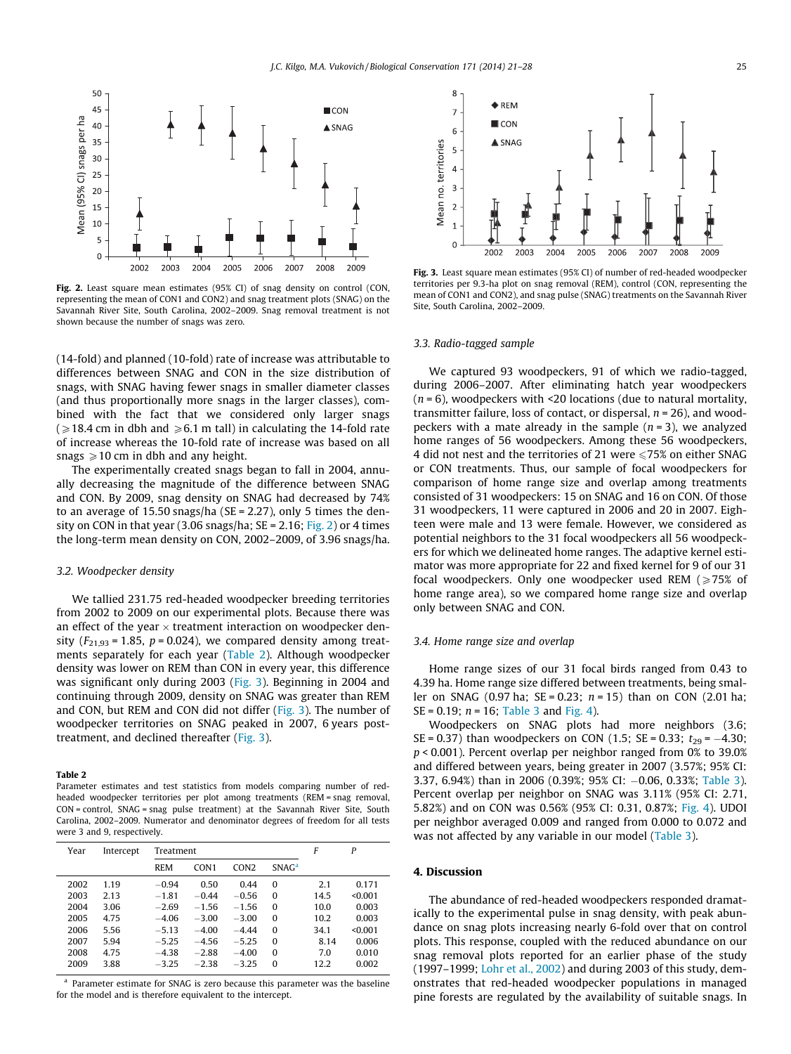Fig. 2. Least square mean estimates (95% CI) of snag density on control (CON, representing the mean of CON1 and CON2) and snag treatment plots (SNAG) on the Savannah River Site, South Carolina, 2002–2009. Snag removal treatment is not shown because the number of snags was zero.

Fig. 3. Least square mean estimates (95% CI) of number of red-headed woodpecker territories per 9.3-ha plot on snag removal (REM), control (CON, representing the mean of CON1 and CON2), and snag pulse (SNAG) treatments on the Savannah River Site, South Carolina, 2002–2009.

(14-fold) and planned (10-fold) rate of increase was attributable to differences between SNAG and CON in the size distribution of snags, with SNAG having fewer snags in smaller diameter classes (and thus proportionally more snags in the larger classes), combined with the fact that we considered only larger snags ($\geqslant$18.4 cm in dbh and $\geqslant$6.1 m tall) in calculating the 14-fold rate of increase whereas the 10-fold rate of increase was based on all snags $\geqslant$10 cm in dbh and any height.

The experimentally created snags began to fall in 2004, annually decreasing the magnitude of the difference between SNAG and CON. By 2009, snag density on SNAG had decreased by 74% to an average of 15.50 snags/ha (SE = 2.27), only 5 times the density on CON in that year (3.06 snags/ha; SE = 2.16; Fig. 2) or 4 times the long-term mean density on CON, 2002–2009, of 3.96 snags/ha.

### 3.2. Woodpecker density

We tallied 231.75 red-headed woodpecker breeding territories from 2002 to 2009 on our experimental plots. Because there was an effect of the year × treatment interaction on woodpecker density ($F_{21,93} = 1.85$, $p = 0.024$), we compared density among treatments separately for each year (Table 2). Although woodpecker density was lower on REM than CON in every year, this difference was significant only during 2003 (Fig. 3). Beginning in 2004 and continuing through 2009, density on SNAG was greater than REM and CON, but REM and CON did not differ (Fig. 3). The number of woodpecker territories on SNAG peaked in 2007, 6 years post-treatment, and declined thereafter (Fig. 3).

**Table 2**
Parameter estimates and test statistics from models comparing number of red-headed woodpecker territories per plot among treatments (REM = snag removal, CON = control, SNAG = snag pulse treatment) at the Savannah River Site, South Carolina, 2002–2009. Numerator and denominator degrees of freedom for all tests were 3 and 9, respectively.

| Year | Intercept | Treatment | | | | F | P |
|---|---|---|---|---|---|---|---|
| | | REM | CON1 | CON2 | SNAG[a] | | |
| 2002 | 1.19 | −0.94 | 0.50 | 0.44 | 0 | 2.1 | 0.171 |
| 2003 | 2.13 | −1.81 | −0.44 | −0.56 | 0 | 14.5 | <0.001 |
| 2004 | 3.06 | −2.69 | −1.56 | −1.56 | 0 | 10.0 | 0.003 |
| 2005 | 4.75 | −4.06 | −3.00 | −3.00 | 0 | 10.2 | 0.003 |
| 2006 | 5.56 | −5.13 | −4.00 | −4.44 | 0 | 34.1 | <0.001 |
| 2007 | 5.94 | −5.25 | −4.56 | −5.25 | 0 | 8.14 | 0.006 |
| 2008 | 4.75 | −4.38 | −2.88 | −4.00 | 0 | 7.0 | 0.010 |
| 2009 | 3.88 | −3.25 | −2.38 | −3.25 | 0 | 12.2 | 0.002 |

[a] Parameter estimate for SNAG is zero because this parameter was the baseline for the model and is therefore equivalent to the intercept.

### 3.3. Radio-tagged sample

We captured 93 woodpeckers, 91 of which we radio-tagged, during 2006–2007. After eliminating hatch year woodpeckers ($n = 6$), woodpeckers with <20 locations (due to natural mortality, transmitter failure, loss of contact, or dispersal, $n = 26$), and woodpeckers with a mate already in the sample ($n = 3$), we analyzed home ranges of 56 woodpeckers. Among these 56 woodpeckers, 4 did not nest and the territories of 21 were $\leqslant$75% on either SNAG or CON treatments. Thus, our sample of focal woodpeckers for comparison of home range size and overlap among treatments consisted of 31 woodpeckers: 15 on SNAG and 16 on CON. Of those 31 woodpeckers, 11 were captured in 2006 and 20 in 2007. Eighteen were male and 13 were female. However, we considered as potential neighbors to the 31 focal woodpeckers all 56 woodpeckers for which we delineated home ranges. The adaptive kernel estimator was more appropriate for 22 and fixed kernel for 9 of our 31 focal woodpeckers. Only one woodpecker used REM ($\geqslant$75% of home range area), so we compared home range size and overlap only between SNAG and CON.

### 3.4. Home range size and overlap

Home range sizes of our 31 focal birds ranged from 0.43 to 4.39 ha. Home range size differed between treatments, being smaller on SNAG (0.97 ha; SE = 0.23; $n = 15$) than on CON (2.01 ha; SE = 0.19; $n = 16$; Table 3 and Fig. 4).

Woodpeckers on SNAG plots had more neighbors (3.6; SE = 0.37) than woodpeckers on CON (1.5; SE = 0.33; $t_{29} = -4.30$; $p < 0.001$). Percent overlap per neighbor ranged from 0% to 39.0% and differed between years, being greater in 2007 (3.57%; 95% CI: 3.37, 6.94%) than in 2006 (0.39%; 95% CI: −0.06, 0.33%; Table 3). Percent overlap per neighbor on SNAG was 3.11% (95% CI: 2.71, 5.82%) and on CON was 0.56% (95% CI: 0.31, 0.87%; Fig. 4). UDOI per neighbor averaged 0.009 and ranged from 0.000 to 0.072 and was not affected by any variable in our model (Table 3).

## 4. Discussion

The abundance of red-headed woodpeckers responded dramatically to the experimental pulse in snag density, with peak abundance on snag plots increasing nearly 6-fold over that on control plots. This response, coupled with the reduced abundance on our snag removal plots reported for an earlier phase of the study (1997–1999; Lohr et al., 2002) and during 2003 of this study, demonstrates that red-headed woodpecker populations in managed pine forests are regulated by the availability of suitable snags. In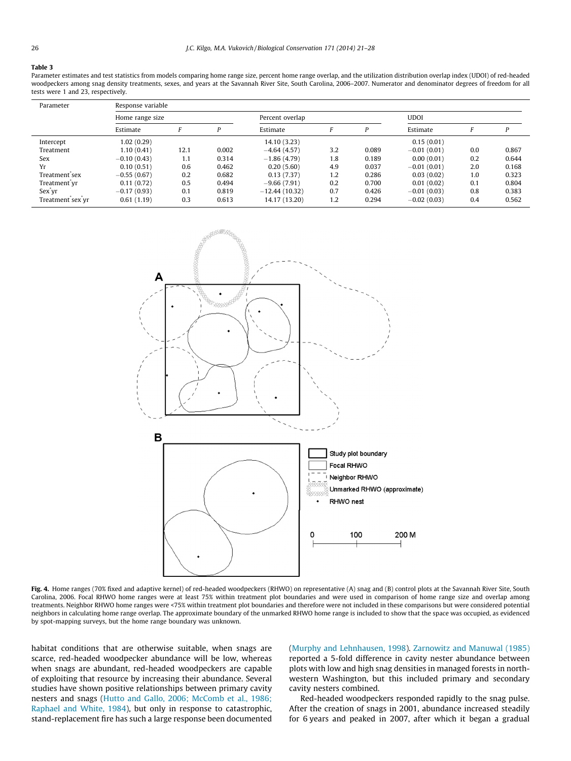**Table 3**

Parameter estimates and test statistics from models comparing home range size, percent home range overlap, and the utilization distribution overlap index (UDOI) of red-headed woodpeckers among snag density treatments, sexes, and years at the Savannah River Site, South Carolina, 2006–2007. Numerator and denominator degrees of freedom for all tests were 1 and 23, respectively.

| Parameter | Response variable | | | | | | | | |
|---|---|---|---|---|---|---|---|---|---|
| | Home range size | | | Percent overlap | | | UDOI | | |
| | Estimate | F | P | Estimate | F | P | Estimate | F | P |
| Intercept | 1.02 (0.29) | | | 14.10 (3.23) | | | 0.15 (0.01) | | |
| Treatment | 1.10 (0.41) | 12.1 | 0.002 | −4.64 (4.57) | 3.2 | 0.089 | −0.01 (0.01) | 0.0 | 0.867 |
| Sex | −0.10 (0.43) | 1.1 | 0.314 | −1.86 (4.79) | 1.8 | 0.189 | 0.00 (0.01) | 0.2 | 0.644 |
| Yr | 0.10 (0.51) | 0.6 | 0.462 | 0.20 (5.60) | 4.9 | 0.037 | −0.01 (0.01) | 2.0 | 0.168 |
| Treatment*sex | −0.55 (0.67) | 0.2 | 0.682 | 0.13 (7.37) | 1.2 | 0.286 | 0.03 (0.02) | 1.0 | 0.323 |
| Treatment*yr | 0.11 (0.72) | 0.5 | 0.494 | −9.66 (7.91) | 0.2 | 0.700 | 0.01 (0.02) | 0.1 | 0.804 |
| Sex*yr | −0.17 (0.93) | 0.1 | 0.819 | −12.44 (10.32) | 0.7 | 0.426 | −0.01 (0.03) | 0.8 | 0.383 |
| Treatment*sex*yr | 0.61 (1.19) | 0.3 | 0.613 | 14.17 (13.20) | 1.2 | 0.294 | −0.02 (0.03) | 0.4 | 0.562 |

**Fig. 4.** Home ranges (70% fixed and adaptive kernel) of red-headed woodpeckers (RHWO) on representative (A) snag and (B) control plots at the Savannah River Site, South Carolina, 2006. Focal RHWO home ranges were at least 75% within treatment plot boundaries and were used in comparison of home range size and overlap among treatments. Neighbor RHWO home ranges were <75% within treatment plot boundaries and therefore were not included in these comparisons but were considered potential neighbors in calculating home range overlap. The approximate boundary of the unmarked RHWO home range is included to show that the space was occupied, as evidenced by spot-mapping surveys, but the home range boundary was unknown.

habitat conditions that are otherwise suitable, when snags are scarce, red-headed woodpecker abundance will be low, whereas when snags are abundant, red-headed woodpeckers are capable of exploiting that resource by increasing their abundance. Several studies have shown positive relationships between primary cavity nesters and snags (Hutto and Gallo, 2006; McComb et al., 1986; Raphael and White, 1984), but only in response to catastrophic, stand-replacement fire has such a large response been documented (Murphy and Lehnhausen, 1998). Zarnowitz and Manuwal (1985) reported a 5-fold difference in cavity nester abundance between plots with low and high snag densities in managed forests in northwestern Washington, but this included primary and secondary cavity nesters combined.

Red-headed woodpeckers responded rapidly to the snag pulse. After the creation of snags in 2001, abundance increased steadily for 6 years and peaked in 2007, after which it began a gradual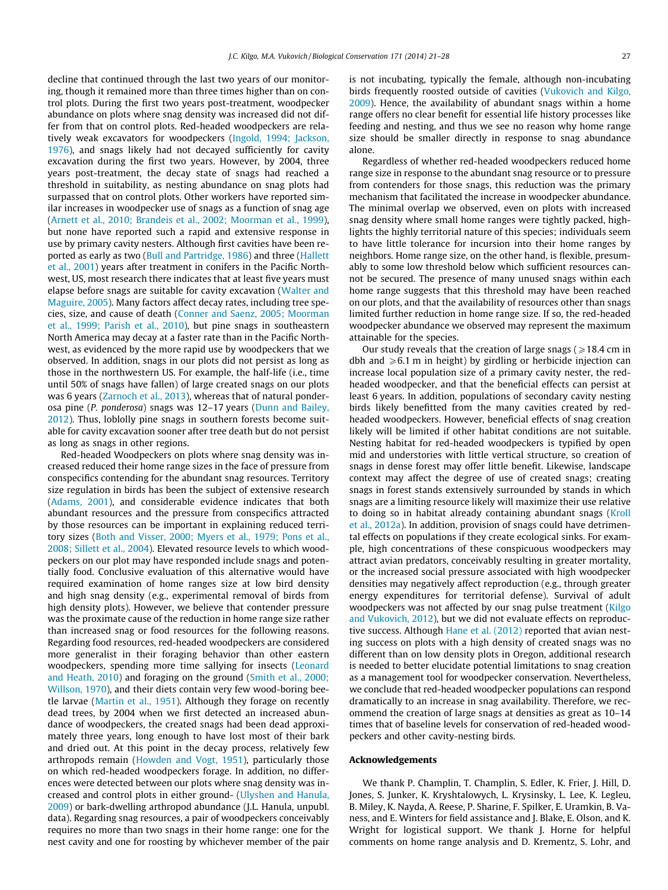decline that continued through the last two years of our monitoring, though it remained more than three times higher than on control plots. During the first two years post-treatment, woodpecker abundance on plots where snag density was increased did not differ from that on control plots. Red-headed woodpeckers are relatively weak excavators for woodpeckers (Ingold, 1994; Jackson, 1976), and snags likely had not decayed sufficiently for cavity excavation during the first two years. However, by 2004, three years post-treatment, the decay state of snags had reached a threshold in suitability, as nesting abundance on snag plots had surpassed that on control plots. Other workers have reported similar increases in woodpecker use of snags as a function of snag age (Arnett et al., 2010; Brandeis et al., 2002; Moorman et al., 1999), but none have reported such a rapid and extensive response in use by primary cavity nesters. Although first cavities have been reported as early as two (Bull and Partridge, 1986) and three (Hallett et al., 2001) years after treatment in conifers in the Pacific Northwest, US, most research there indicates that at least five years must elapse before snags are suitable for cavity excavation (Walter and Maguire, 2005). Many factors affect decay rates, including tree species, size, and cause of death (Conner and Saenz, 2005; Moorman et al., 1999; Parish et al., 2010), but pine snags in southeastern North America may decay at a faster rate than in the Pacific Northwest, as evidenced by the more rapid use by woodpeckers that we observed. In addition, snags in our plots did not persist as long as those in the northwestern US. For example, the half-life (i.e., time until 50% of snags have fallen) of large created snags on our plots was 6 years (Zarnoch et al., 2013), whereas that of natural ponderosa pine (*P. ponderosa*) snags was 12–17 years (Dunn and Bailey, 2012). Thus, loblolly pine snags in southern forests become suitable for cavity excavation sooner after tree death but do not persist as long as snags in other regions.

Red-headed Woodpeckers on plots where snag density was increased reduced their home range sizes in the face of pressure from conspecifics contending for the abundant snag resources. Territory size regulation in birds has been the subject of extensive research (Adams, 2001), and considerable evidence indicates that both abundant resources and the pressure from conspecifics attracted by those resources can be important in explaining reduced territory sizes (Both and Visser, 2000; Myers et al., 1979; Pons et al., 2008; Sillett et al., 2004). Elevated resource levels to which woodpeckers on our plot may have responded include snags and potentially food. Conclusive evaluation of this alternative would have required examination of home ranges size at low bird density and high snag density (e.g., experimental removal of birds from high density plots). However, we believe that contender pressure was the proximate cause of the reduction in home range size rather than increased snag or food resources for the following reasons. Regarding food resources, red-headed woodpeckers are considered more generalist in their foraging behavior than other eastern woodpeckers, spending more time sallying for insects (Leonard and Heath, 2010) and foraging on the ground (Smith et al., 2000; Willson, 1970), and their diets contain very few wood-boring beetle larvae (Martin et al., 1951). Although they forage on recently dead trees, by 2004 when we first detected an increased abundance of woodpeckers, the created snags had been dead approximately three years, long enough to have lost most of their bark and dried out. At this point in the decay process, relatively few arthropods remain (Howden and Vogt, 1951), particularly those on which red-headed woodpeckers forage. In addition, no differences were detected between our plots where snag density was increased and control plots in either ground- (Ulyshen and Hanula, 2009) or bark-dwelling arthropod abundance (J.L. Hanula, unpubl. data). Regarding snag resources, a pair of woodpeckers conceivably requires no more than two snags in their home range: one for the nest cavity and one for roosting by whichever member of the pair is not incubating, typically the female, although non-incubating birds frequently roosted outside of cavities (Vukovich and Kilgo, 2009). Hence, the availability of abundant snags within a home range offers no clear benefit for essential life history processes like feeding and nesting, and thus we see no reason why home range size should be smaller directly in response to snag abundance alone.

Regardless of whether red-headed woodpeckers reduced home range size in response to the abundant snag resource or to pressure from contenders for those snags, this reduction was the primary mechanism that facilitated the increase in woodpecker abundance. The minimal overlap we observed, even on plots with increased snag density where small home ranges were tightly packed, highlights the highly territorial nature of this species; individuals seem to have little tolerance for incursion into their home ranges by neighbors. Home range size, on the other hand, is flexible, presumably to some low threshold below which sufficient resources cannot be secured. The presence of many unused snags within each home range suggests that this threshold may have been reached on our plots, and that the availability of resources other than snags limited further reduction in home range size. If so, the red-headed woodpecker abundance we observed may represent the maximum attainable for the species.

Our study reveals that the creation of large snags ($\geqslant$18.4 cm in dbh and $\geqslant$6.1 m in height) by girdling or herbicide injection can increase local population size of a primary cavity nester, the red-headed woodpecker, and that the beneficial effects can persist at least 6 years. In addition, populations of secondary cavity nesting birds likely benefitted from the many cavities created by red-headed woodpeckers. However, beneficial effects of snag creation likely will be limited if other habitat conditions are not suitable. Nesting habitat for red-headed woodpeckers is typified by open mid and understories with little vertical structure, so creation of snags in dense forest may offer little benefit. Likewise, landscape context may affect the degree of use of created snags; creating snags in forest stands extensively surrounded by stands in which snags are a limiting resource likely will maximize their use relative to doing so in habitat already containing abundant snags (Kroll et al., 2012a). In addition, provision of snags could have detrimental effects on populations if they create ecological sinks. For example, high concentrations of these conspicuous woodpeckers may attract avian predators, conceivably resulting in greater mortality, or the increased social pressure associated with high woodpecker densities may negatively affect reproduction (e.g., through greater energy expenditures for territorial defense). Survival of adult woodpeckers was not affected by our snag pulse treatment (Kilgo and Vukovich, 2012), but we did not evaluate effects on reproductive success. Although Hane et al. (2012) reported that avian nesting success on plots with a high density of created snags was no different than on low density plots in Oregon, additional research is needed to better elucidate potential limitations to snag creation as a management tool for woodpecker conservation. Nevertheless, we conclude that red-headed woodpecker populations can respond dramatically to an increase in snag availability. Therefore, we recommend the creation of large snags at densities as great as 10–14 times that of baseline levels for conservation of red-headed woodpeckers and other cavity-nesting birds.

## Acknowledgements

We thank P. Champlin, T. Champlin, S. Edler, K. Frier, J. Hill, D. Jones, S. Junker, K. Kryshtalowych, L. Krysinsky, L. Lee, K. Legleu, B. Miley, K. Nayda, A. Reese, P. Sharine, F. Spilker, E. Uramkin, B. Vaness, and E. Winters for field assistance and J. Blake, E. Olson, and K. Wright for logistical support. We thank J. Horne for helpful comments on home range analysis and D. Krementz, S. Lohr, and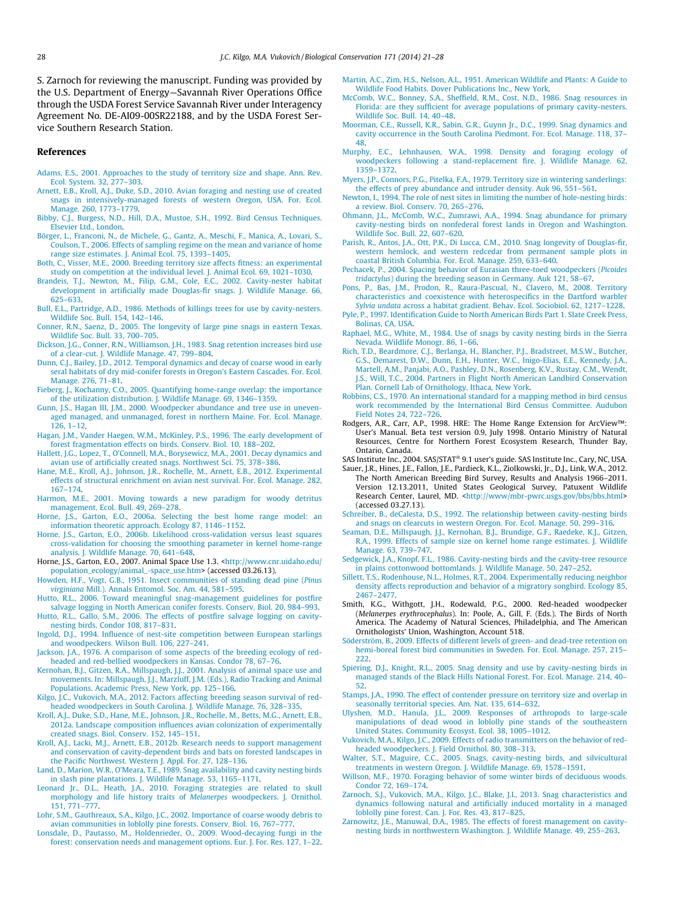S. Zarnoch for reviewing the manuscript. Funding was provided by the U.S. Department of Energy—Savannah River Operations Office through the USDA Forest Service Savannah River under Interagency Agreement No. DE-AI09-00SR22188, and by the USDA Forest Service Southern Research Station.

## References

Adams, E.S., 2001. Approaches to the study of territory size and shape. Ann. Rev. Ecol. System. 32, 277–303.

Arnett, E.B., Kroll, A.J., Duke, S.D., 2010. Avian foraging and nesting use of created snags in intensively-managed forests of western Oregon, USA. For. Ecol. Manage. 260, 1773–1779.

Bibby, C.J., Burgess, N.D., Hill, D.A., Mustoe, S.H., 1992. Bird Census Techniques. Elsevier Ltd., London.

Börger, L., Franconi, N., de Michele, G., Gantz, A., Meschi, F., Manica, A., Lovari, S., Coulson, T., 2006. Effects of sampling regime on the mean and variance of home range size estimates. J. Animal Ecol. 75, 1393–1405.

Both, C., Visser, M.E., 2000. Breeding territory size affects fitness: an experimental study on competition at the individual level. J. Animal Ecol. 69, 1021–1030.

Brandeis, T.J., Newton, M., Filip, G.M., Cole, E.C., 2002. Cavity-nester habitat development in artificially made Douglas-fir snags. J. Wildlife Manage. 66, 625–633.

Bull, E.L., Partridge, A.D., 1986. Methods of killings trees for use by cavity-nesters. Wildlife Soc. Bull. 154, 142–146.

Conner, R.N., Saenz, D., 2005. The longevity of large pine snags in eastern Texas. Wildlife Soc. Bull. 33, 700–705.

Dickson, J.G., Conner, R.N., Williamson, J.H., 1983. Snag retention increases bird use of a clear-cut. J. Wildlife Manage. 47, 799–804.

Dunn, C.J., Bailey, J.D., 2012. Temporal dynamics and decay of coarse wood in early seral habitats of dry mid-conifer forests in Oregon's Eastern Cascades. For. Ecol. Manage. 276, 71–81.

Fieberg, J., Kochanny, C.O., 2005. Quantifying home-range overlap: the importance of the utilization distribution. J. Wildlife Manage. 69, 1346–1359.

Gunn, J.S., Hagan III, J.M., 2000. Woodpecker abundance and tree use in uneven-aged managed, and unmanaged, forest in northern Maine. For. Ecol. Manage. 126, 1–12.

Hagan, J.M., Vander Haegen, W.M., McKinley, P.S., 1996. The early development of forest fragmentation effects on birds. Conserv. Biol. 10, 188–202.

Hallett, J.G., Lopez, T., O'Connell, M.A., Borysewicz, M.A., 2001. Decay dynamics and avian use of artificially created snags. Northwest Sci. 75, 378–386.

Hane, M.E., Kroll, A.J., Johnson, J.R., Rochelle, M., Arnett, E.B., 2012. Experimental effects of structural enrichment on avian nest survival. For. Ecol. Manage. 282, 167–174.

Harmon, M.E., 2001. Moving towards a new paradigm for woody detritus management. Ecol. Bull. 49, 269–278.

Horne, J.S., Garton, E.O., 2006a. Selecting the best home range model: an information theoretic approach. Ecology 87, 1146–1152.

Horne, J.S., Garton, E.O., 2006b. Likelihood cross-validation versus least squares cross-validation for choosing the smoothing parameter in kernel home-range analysis. J. Wildlife Manage. 70, 641–648.

Horne, J.S., Garton, E.O., 2007. Animal Space Use 1.3. <http://www.cnr.uidaho.edu/population_ecology/animal_-space_use.htm> (accessed 03.26.13).

Howden, H.F., Vogt, G.B., 1951. Insect communities of standing dead pine (*Pinus virginiana* Mill.). Annals Entomol. Soc. Am. 44, 581–595.

Hutto, R.L., 2006. Toward meaningful snag-management guidelines for postfire salvage logging in North American conifer forests. Conserv. Biol. 20, 984–993.

Hutto, R.L., Gallo, S.M., 2006. The effects of postfire salvage logging on cavity-nesting birds. Condor 108, 817–831.

Ingold, D.J., 1994. Influence of nest-site competition between European starlings and woodpeckers. Wilson Bull. 106, 227–241.

Jackson, J.A., 1976. A comparison of some aspects of the breeding ecology of red-headed and red-bellied woodpeckers in Kansas. Condor 78, 67–76.

Kernohan, B.J., Gitzen, R.A., Millspaugh, J.J., 2001. Analysis of animal space use and movements. In: Millspaugh, J.J., Marzluff, J.M. (Eds.), Radio Tracking and Animal Populations. Academic Press, New York, pp. 125–166.

Kilgo, J.C., Vukovich, M.A., 2012. Factors affecting breeding season survival of red-headed woodpeckers in South Carolina. J. Wildlife Manage. 76, 328–335.

Kroll, A.J., Duke, S.D., Hane, M.E., Johnson, J.R., Rochelle, M., Betts, M.G., Arnett, E.B., 2012a. Landscape composition influences avian colonization of experimentally created snags. Biol. Conserv. 152, 145–151.

Kroll, A.J., Lacki, M.J., Arnett, E.B., 2012b. Research needs to support management and conservation of cavity-dependent birds and bats on forested landscapes in the Pacific Northwest. Western J. Appl. For. 27, 128–136.

Land, D., Marion, W.R., O'Meara, T.E., 1989. Snag availability and cavity nesting birds in slash pine plantations. J. Wildlife Manage. 53, 1165–1171.

Leonard Jr., D.L., Heath, J.A., 2010. Foraging strategies are related to skull morphology and life history traits of *Melanerpes* woodpeckers. J. Ornithol. 151, 771–777.

Lohr, S.M., Gauthreaux, S.A., Kilgo, J.C., 2002. Importance of coarse woody debris to avian communities in loblolly pine forests. Conserv. Biol. 16, 767–777.

Lonsdale, D., Pautasso, M., Holdenrieder, O., 2009. Wood-decaying fungi in the forest: conservation needs and management options. Eur. J. For. Res. 127, 1–22.

Martin, A.C., Zim, H.S., Nelson, A.L., 1951. American Wildlife and Plants: A Guide to Wildlife Food Habits. Dover Publications Inc., New York.

McComb, W.C., Bonney, S.A., Sheffield, R.M., Cost, N.D., 1986. Snag resources in Florida: are they sufficient for average populations of primary cavity-nesters. Wildlife Soc. Bull. 14, 40–48.

Moorman, C.E., Russell, K.R., Sabin, G.R., Guynn Jr., D.C., 1999. Snag dynamics and cavity occurrence in the South Carolina Piedmont. For. Ecol. Manage. 118, 37–48.

Murphy, E.C., Lehnhausen, W.A., 1998. Density and foraging ecology of woodpeckers following a stand-replacement fire. J. Wildlife Manage. 62, 1359–1372.

Myers, J.P., Connors, P.G., Pitelka, F.A., 1979. Territory size in wintering sanderlings: the effects of prey abundance and intruder density. Auk 96, 551–561.

Newton, I., 1994. The role of nest sites in limiting the number of hole-nesting birds: a review. Biol. Conserv. 70, 265–276.

Ohmann, J.L., McComb, W.C., Zumrawi, A.A., 1994. Snag abundance for primary cavity-nesting birds on nonfederal forest lands in Oregon and Washington. Wildlife Soc. Bull. 22, 607–620.

Parish, R., Antos, J.A., Ott, P.K., Di Lucca, C.M., 2010. Snag longevity of Douglas-fir, western hemlock, and western redcedar from permanent sample plots in coastal British Columbia. For. Ecol. Manage. 259, 633–640.

Pechacek, P., 2004. Spacing behavior of Eurasian three-toed woodpeckers (*Picoides tridactylus*) during the breeding season in Germany. Auk 121, 58–67.

Pons, P., Bas, J.M., Prodon, R., Raura-Pascual, N., Clavero, M., 2008. Territory characteristics and coexistence with heterospecifics in the Dartford warbler *Sylvia undata* across a habitat gradient. Behav. Ecol. Sociobiol. 62, 1217–1228.

Pyle, P., 1997. Identification Guide to North American Birds Part 1. Slate Creek Press, Bolinas, CA, USA.

Raphael, M.G., White, M., 1984. Use of snags by cavity nesting birds in the Sierra Nevada. Wildlife Monogr. 86, 1–66.

Rich, T.D., Beardmore, C.J., Berlanga, H., Blancher, P.J., Bradstreet, M.S.W., Butcher, G.S., Demarest, D.W., Dunn, E.H., Hunter, W.C., Inigo-Elias, E.E., Kennedy, J.A., Martell, A.M., Panjabi, A.O., Pashley, D.N., Rosenberg, K.V., Rustay, C.M., Wendt, J.S., Will, T.C., 2004. Partners in Flight North American Landbird Conservation Plan. Cornell Lab of Ornithology, Ithaca, New York.

Robbins, C.S., 1970. An international standard for a mapping method in bird census work recommended by the International Bird Census Committee. Audubon Field Notes 24, 722–726.

Rodgers, A.R., Carr, A.P., 1998. HRE: The Home Range Extension for ArcView™: User's Manual. Beta test version 0.9, July 1998. Ontario Ministry of Natural Resources, Centre for Northern Forest Ecosystem Research, Thunder Bay, Ontario, Canada.

SAS Institute Inc., 2004. SAS/STAT® 9.1 user's guide. SAS Institute Inc., Cary, NC, USA.

Sauer, J.R., Hines, J.E., Fallon, J.E., Pardieck, K.L., Ziolkowski, Jr., D.J., Link, W.A., 2012. The North American Breeding Bird Survey, Results and Analysis 1966–2011. Version 12.13.2011, United States Geological Survey, Patuxent Wildlife Research Center, Laurel, MD. <http://www/mbr-pwrc.usgs.gov/bbs/bbs.html> (accessed 03.27.13).

Schreiber, B., deCalesta, D.S., 1992. The relationship between cavity-nesting birds and snags on clearcuts in western Oregon. For. Ecol. Manage. 50, 299–316.

Seaman, D.E., Millspaugh, J.J., Kernohan, B.J., Brundige, G.F., Raedeke, K.J., Gitzen, R.A., 1999. Effects of sample size on kernel home range estimates. J. Wildlife Manage. 63, 739–747.

Sedgewick, J.A., Knopf, F.L., 1986. Cavity-nesting birds and the cavity-tree resource in plains cottonwood bottomlands. J. Wildlife Manage. 50, 247–252.

Sillett, T.S., Rodenhouse, N.L., Holmes, R.T., 2004. Experimentally reducing neighbor density affects reproduction and behavior of a migratory songbird. Ecology 85, 2467–2477.

Smith, K.G., Withgott, J.H., Rodewald, P.G., 2000. Red-headed woodpecker (*Melanerpes erythrocephalus*). In: Poole, A., Gill, F. (Eds.). The Birds of North America. The Academy of Natural Sciences, Philadelphia, and The American Ornithologists' Union, Washington, Account 518.

Söderström, B., 2009. Effects of different levels of green- and dead-tree retention on hemi-boreal forest bird communities in Sweden. For. Ecol. Manage. 257, 215–222.

Spiering, D.J., Knight, R.L., 2005. Snag density and use by cavity-nesting birds in managed stands of the Black Hills National Forest. For. Ecol. Manage. 214, 40–52.

Stamps, J.A., 1990. The effect of contender pressure on territory size and overlap in seasonally territorial species. Am. Nat. 135, 614–632.

Ulyshen, M.D., Hanula, J.L., 2009. Responses of arthropods to large-scale manipulations of dead wood in loblolly pine stands of the southeastern United States. Community Ecosyst. Ecol. 38, 1005–1012.

Vukovich, M.A., Kilgo, J.C., 2009. Effects of radio transmitters on the behavior of red-headed woodpeckers. J. Field Ornithol. 80, 308–313.

Walter, S.T., Maguire, C.C., 2005. Snags, cavity-nesting birds, and silvicultural treatments in western Oregon. J. Wildlife Manage. 69, 1578–1591.

Willson, M.F., 1970. Foraging behavior of some winter birds of deciduous woods. Condor 72, 169–174.

Zarnoch, S.J., Vukovich, M.A., Kilgo, J.C., Blake, J.I., 2013. Snag characteristics and dynamics following natural and artificially induced mortality in a managed loblolly pine forest. Can. J. For. Res. 43, 817–825.

Zarnowitz, J.E., Manuwal, D.A., 1985. The effects of forest management on cavity-nesting birds in northwestern Washington. J. Wildlife Manage. 49, 255–263.